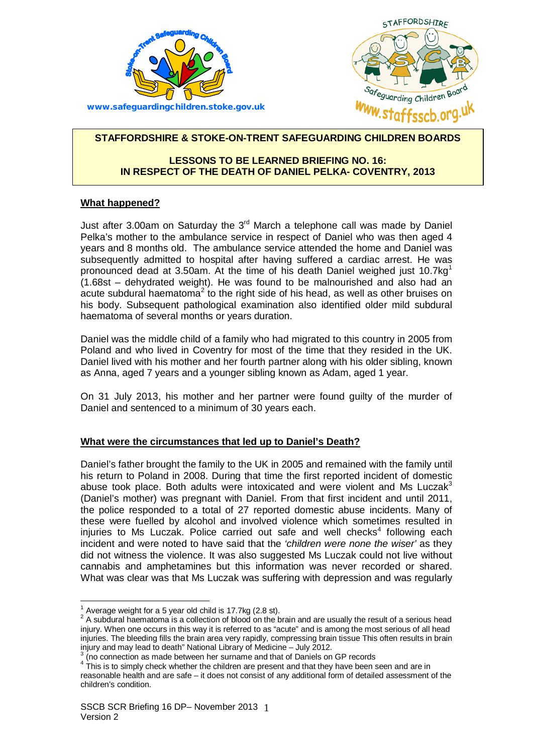www.safeguardingchildren.stoke.gov.uk

www.staffsscb.org.uk

# STAFFORDSHIRE & STOKE-ON-TRENT SAFEGUARDING CHILDREN BOARDS

## LESSONS TO BE LEARNED BRIEFING NO. 16: IN RESPECT OF THE DEATH OF DANIEL PELKA- COVENTRY, 2013

### What happened?

Just after 3.00am on Saturday the 3rd March a telephone call was made by Daniel Pelka's mother to the ambulance service in respect of Daniel who was then aged 4 years and 8 months old. The ambulance service attended the home and Daniel was subsequently admitted to hospital after having suffered a cardiac arrest. He was pronounced dead at 3.50am. At the time of his death Daniel weighed just 10.7kg[1] (1.68st – dehydrated weight). He was found to be malnourished and also had an acute subdural haematoma[2] to the right side of his head, as well as other bruises on his body. Subsequent pathological examination also identified older mild subdural haematoma of several months or years duration.

Daniel was the middle child of a family who had migrated to this country in 2005 from Poland and who lived in Coventry for most of the time that they resided in the UK. Daniel lived with his mother and her fourth partner along with his older sibling, known as Anna, aged 7 years and a younger sibling known as Adam, aged 1 year.

On 31 July 2013, his mother and her partner were found guilty of the murder of Daniel and sentenced to a minimum of 30 years each.

### What were the circumstances that led up to Daniel's Death?

Daniel's father brought the family to the UK in 2005 and remained with the family until his return to Poland in 2008. During that time the first reported incident of domestic abuse took place. Both adults were intoxicated and were violent and Ms Luczak[3] (Daniel's mother) was pregnant with Daniel. From that first incident and until 2011, the police responded to a total of 27 reported domestic abuse incidents. Many of these were fuelled by alcohol and involved violence which sometimes resulted in injuries to Ms Luczak. Police carried out safe and well checks[4] following each incident and were noted to have said that the *'children were none the wiser'* as they did not witness the violence. It was also suggested Ms Luczak could not live without cannabis and amphetamines but this information was never recorded or shared. What was clear was that Ms Luczak was suffering with depression and was regularly

---

[1] Average weight for a 5 year old child is 17.7kg (2.8 st).

[2] A subdural haematoma is a collection of blood on the brain and are usually the result of a serious head injury. When one occurs in this way it is referred to as "acute" and is among the most serious of all head injuries. The bleeding fills the brain area very rapidly, compressing brain tissue This often results in brain injury and may lead to death" National Library of Medicine – July 2012.

[3] (no connection as made between her surname and that of Daniels on GP records

[4] This is to simply check whether the children are present and that they have been seen and are in reasonable health and are safe – it does not consist of any additional form of detailed assessment of the children's condition.

SSCB SCR Briefing 16 DP– November 2013
Version 2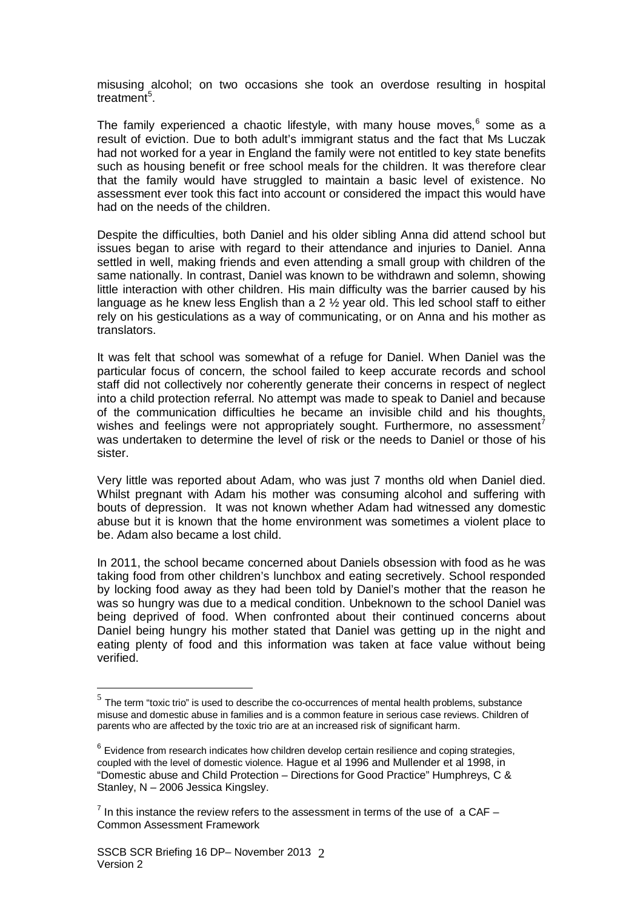misusing alcohol; on two occasions she took an overdose resulting in hospital treatment[5].

The family experienced a chaotic lifestyle, with many house moves,[6] some as a result of eviction. Due to both adult's immigrant status and the fact that Ms Luczak had not worked for a year in England the family were not entitled to key state benefits such as housing benefit or free school meals for the children. It was therefore clear that the family would have struggled to maintain a basic level of existence. No assessment ever took this fact into account or considered the impact this would have had on the needs of the children.

Despite the difficulties, both Daniel and his older sibling Anna did attend school but issues began to arise with regard to their attendance and injuries to Daniel. Anna settled in well, making friends and even attending a small group with children of the same nationally. In contrast, Daniel was known to be withdrawn and solemn, showing little interaction with other children. His main difficulty was the barrier caused by his language as he knew less English than a 2 ½ year old. This led school staff to either rely on his gesticulations as a way of communicating, or on Anna and his mother as translators.

It was felt that school was somewhat of a refuge for Daniel. When Daniel was the particular focus of concern, the school failed to keep accurate records and school staff did not collectively nor coherently generate their concerns in respect of neglect into a child protection referral. No attempt was made to speak to Daniel and because of the communication difficulties he became an invisible child and his thoughts, wishes and feelings were not appropriately sought. Furthermore, no assessment[7] was undertaken to determine the level of risk or the needs to Daniel or those of his sister.

Very little was reported about Adam, who was just 7 months old when Daniel died. Whilst pregnant with Adam his mother was consuming alcohol and suffering with bouts of depression. It was not known whether Adam had witnessed any domestic abuse but it is known that the home environment was sometimes a violent place to be. Adam also became a lost child.

In 2011, the school became concerned about Daniels obsession with food as he was taking food from other children's lunchbox and eating secretively. School responded by locking food away as they had been told by Daniel's mother that the reason he was so hungry was due to a medical condition. Unbeknown to the school Daniel was being deprived of food. When confronted about their continued concerns about Daniel being hungry his mother stated that Daniel was getting up in the night and eating plenty of food and this information was taken at face value without being verified.

---

[5] The term "toxic trio" is used to describe the co-occurrences of mental health problems, substance misuse and domestic abuse in families and is a common feature in serious case reviews. Children of parents who are affected by the toxic trio are at an increased risk of significant harm.

[6] Evidence from research indicates how children develop certain resilience and coping strategies, coupled with the level of domestic violence. Hague et al 1996 and Mullender et al 1998, in "Domestic abuse and Child Protection – Directions for Good Practice" Humphreys, C & Stanley, N – 2006 Jessica Kingsley.

[7] In this instance the review refers to the assessment in terms of the use of a CAF – Common Assessment Framework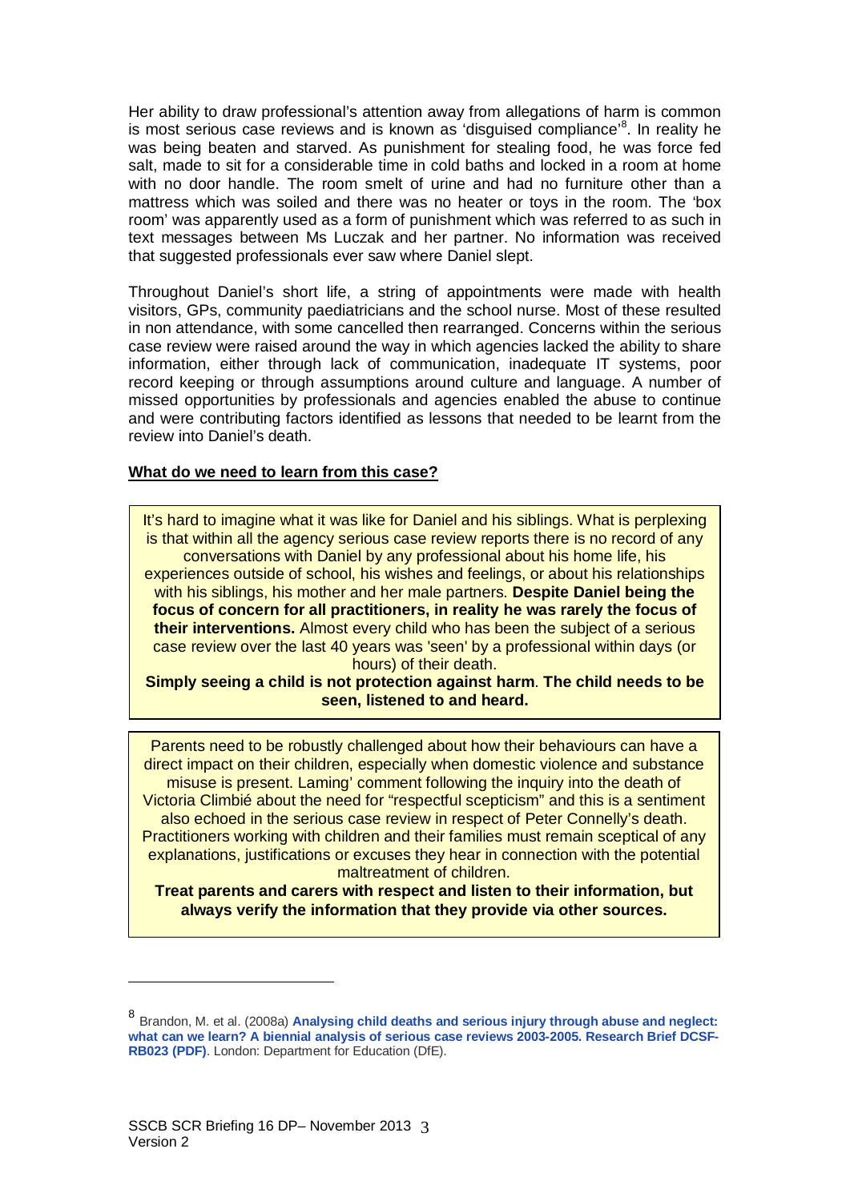Her ability to draw professional's attention away from allegations of harm is common is most serious case reviews and is known as 'disguised compliance'[8]. In reality he was being beaten and starved. As punishment for stealing food, he was force fed salt, made to sit for a considerable time in cold baths and locked in a room at home with no door handle. The room smelt of urine and had no furniture other than a mattress which was soiled and there was no heater or toys in the room. The 'box room' was apparently used as a form of punishment which was referred to as such in text messages between Ms Luczak and her partner. No information was received that suggested professionals ever saw where Daniel slept.

Throughout Daniel's short life, a string of appointments were made with health visitors, GPs, community paediatricians and the school nurse. Most of these resulted in non attendance, with some cancelled then rearranged. Concerns within the serious case review were raised around the way in which agencies lacked the ability to share information, either through lack of communication, inadequate IT systems, poor record keeping or through assumptions around culture and language. A number of missed opportunities by professionals and agencies enabled the abuse to continue and were contributing factors identified as lessons that needed to be learnt from the review into Daniel's death.

**What do we need to learn from this case?**

It's hard to imagine what it was like for Daniel and his siblings. What is perplexing is that within all the agency serious case review reports there is no record of any conversations with Daniel by any professional about his home life, his experiences outside of school, his wishes and feelings, or about his relationships with his siblings, his mother and her male partners. **Despite Daniel being the focus of concern for all practitioners, in reality he was rarely the focus of their interventions.** Almost every child who has been the subject of a serious case review over the last 40 years was 'seen' by a professional within days (or hours) of their death.

**Simply seeing a child is not protection against harm**. **The child needs to be seen, listened to and heard.**

Parents need to be robustly challenged about how their behaviours can have a direct impact on their children, especially when domestic violence and substance misuse is present. Laming' comment following the inquiry into the death of Victoria Climbié about the need for "respectful scepticism" and this is a sentiment also echoed in the serious case review in respect of Peter Connelly's death. Practitioners working with children and their families must remain sceptical of any explanations, justifications or excuses they hear in connection with the potential maltreatment of children.

**Treat parents and carers with respect and listen to their information, but always verify the information that they provide via other sources.**

---

[8] Brandon, M. et al. (2008a) **Analysing child deaths and serious injury through abuse and neglect: what can we learn? A biennial analysis of serious case reviews 2003-2005. Research Brief DCSF-RB023 (PDF)**. London: Department for Education (DfE).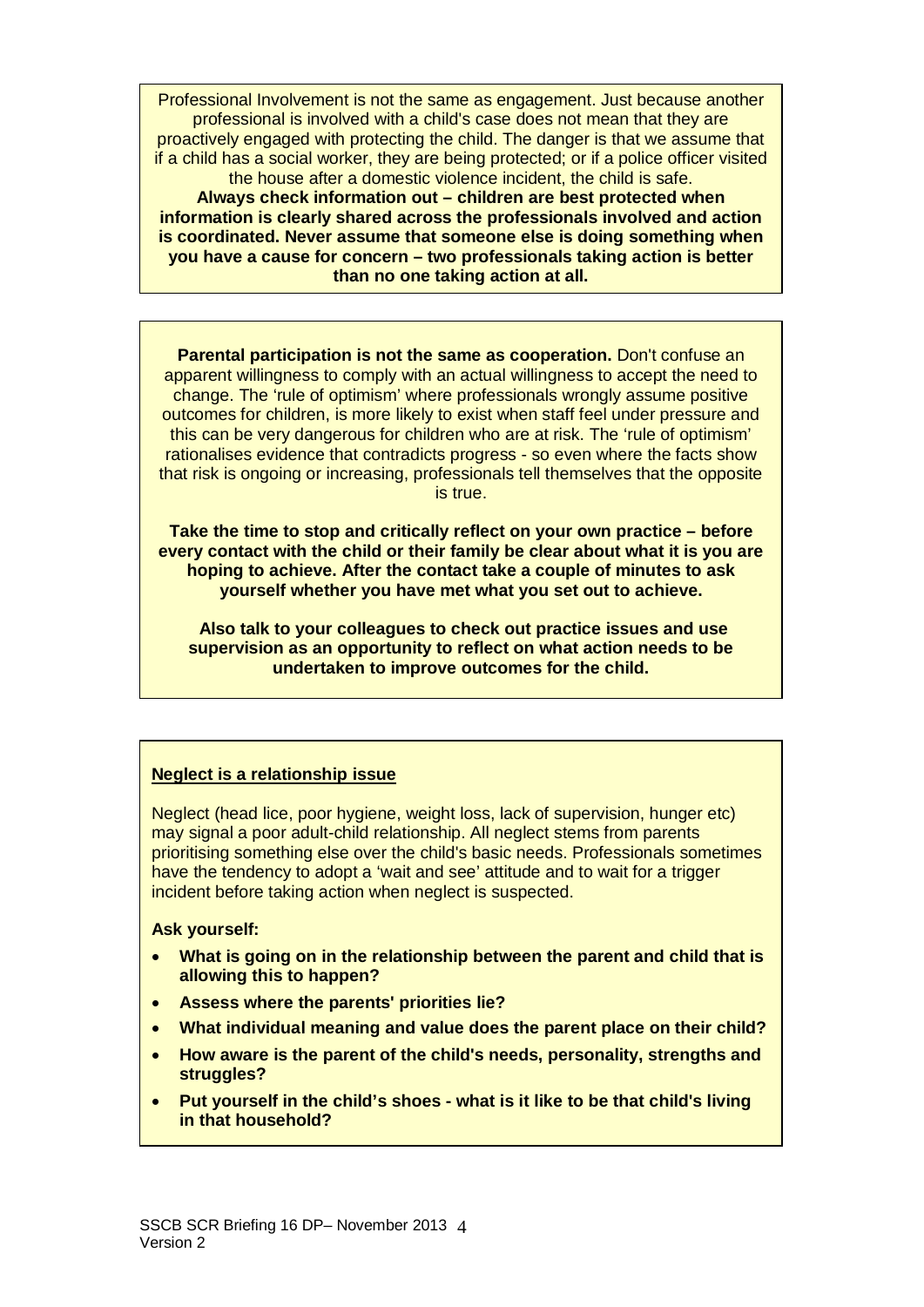Professional Involvement is not the same as engagement. Just because another professional is involved with a child's case does not mean that they are proactively engaged with protecting the child. The danger is that we assume that if a child has a social worker, they are being protected; or if a police officer visited the house after a domestic violence incident, the child is safe.

**Always check information out – children are best protected when information is clearly shared across the professionals involved and action is coordinated. Never assume that someone else is doing something when you have a cause for concern – two professionals taking action is better than no one taking action at all.**

**Parental participation is not the same as cooperation.** Don't confuse an apparent willingness to comply with an actual willingness to accept the need to change. The 'rule of optimism' where professionals wrongly assume positive outcomes for children, is more likely to exist when staff feel under pressure and this can be very dangerous for children who are at risk. The 'rule of optimism' rationalises evidence that contradicts progress - so even where the facts show that risk is ongoing or increasing, professionals tell themselves that the opposite is true.

**Take the time to stop and critically reflect on your own practice – before every contact with the child or their family be clear about what it is you are hoping to achieve. After the contact take a couple of minutes to ask yourself whether you have met what you set out to achieve.**

**Also talk to your colleagues to check out practice issues and use supervision as an opportunity to reflect on what action needs to be undertaken to improve outcomes for the child.**

**Neglect is a relationship issue**

Neglect (head lice, poor hygiene, weight loss, lack of supervision, hunger etc) may signal a poor adult-child relationship. All neglect stems from parents prioritising something else over the child's basic needs. Professionals sometimes have the tendency to adopt a 'wait and see' attitude and to wait for a trigger incident before taking action when neglect is suspected.

**Ask yourself:**

- **What is going on in the relationship between the parent and child that is allowing this to happen?**
- **Assess where the parents' priorities lie?**
- **What individual meaning and value does the parent place on their child?**
- **How aware is the parent of the child's needs, personality, strengths and struggles?**
- **Put yourself in the child's shoes - what is it like to be that child's living in that household?**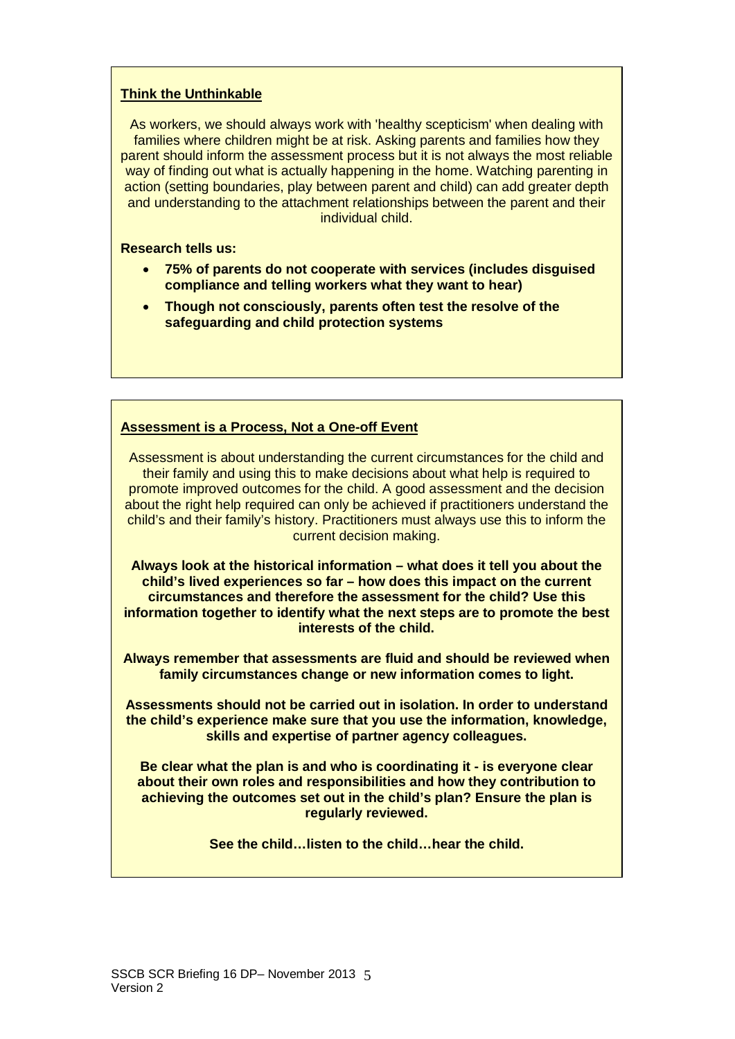## Think the Unthinkable

As workers, we should always work with 'healthy scepticism' when dealing with families where children might be at risk. Asking parents and families how they parent should inform the assessment process but it is not always the most reliable way of finding out what is actually happening in the home. Watching parenting in action (setting boundaries, play between parent and child) can add greater depth and understanding to the attachment relationships between the parent and their individual child.

**Research tells us:**

- **75% of parents do not cooperate with services (includes disguised compliance and telling workers what they want to hear)**
- **Though not consciously, parents often test the resolve of the safeguarding and child protection systems**

## Assessment is a Process, Not a One-off Event

Assessment is about understanding the current circumstances for the child and their family and using this to make decisions about what help is required to promote improved outcomes for the child. A good assessment and the decision about the right help required can only be achieved if practitioners understand the child's and their family's history. Practitioners must always use this to inform the current decision making.

**Always look at the historical information – what does it tell you about the child's lived experiences so far – how does this impact on the current circumstances and therefore the assessment for the child? Use this information together to identify what the next steps are to promote the best interests of the child.**

**Always remember that assessments are fluid and should be reviewed when family circumstances change or new information comes to light.**

**Assessments should not be carried out in isolation. In order to understand the child's experience make sure that you use the information, knowledge, skills and expertise of partner agency colleagues.**

**Be clear what the plan is and who is coordinating it - is everyone clear about their own roles and responsibilities and how they contribution to achieving the outcomes set out in the child's plan? Ensure the plan is regularly reviewed.**

**See the child…listen to the child…hear the child.**